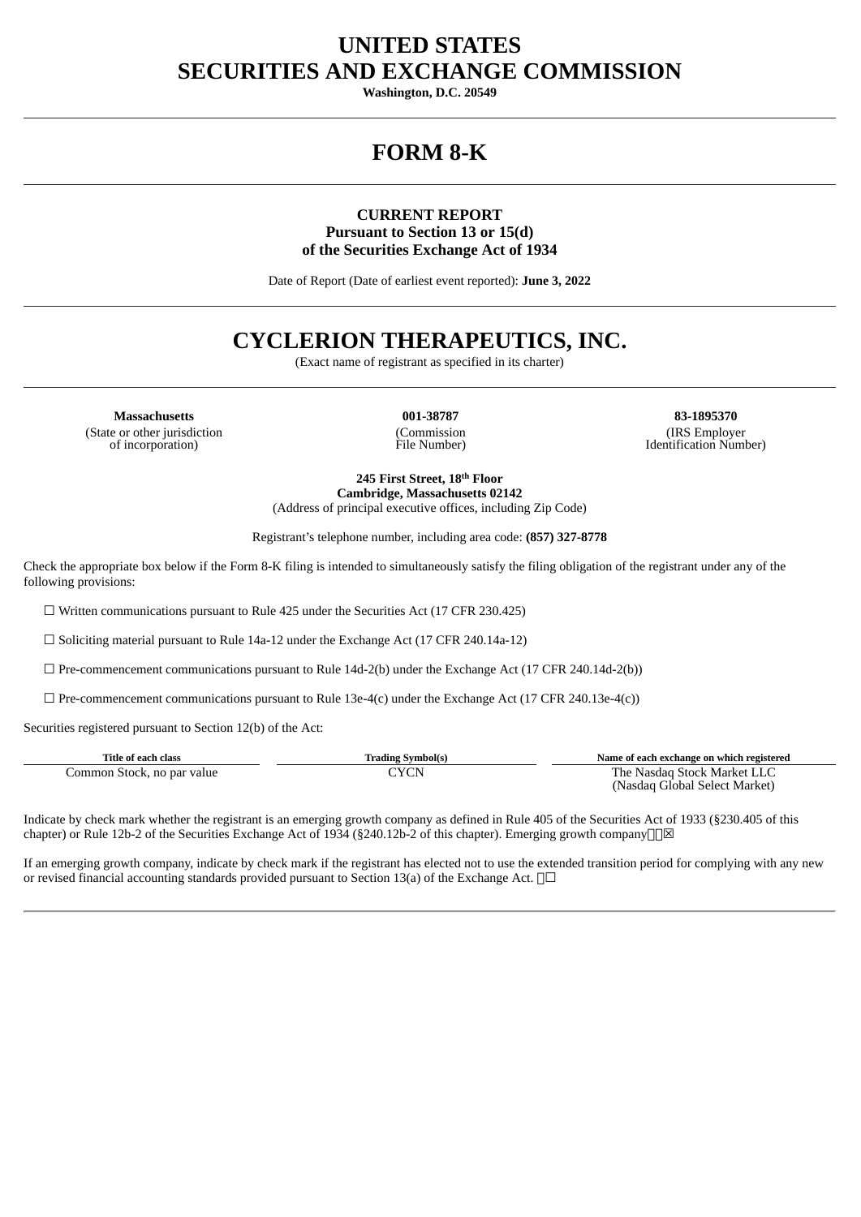# UNITED STATES
# SECURITIES AND EXCHANGE COMMISSION

**Washington, D.C. 20549**

---

# FORM 8-K

---

**CURRENT REPORT**
**Pursuant to Section 13 or 15(d)**
**of the Securities Exchange Act of 1934**

Date of Report (Date of earliest event reported): **June 3, 2022**

---

# CYCLERION THERAPEUTICS, INC.

(Exact name of registrant as specified in its charter)

---

| **Massachusetts** | **001-38787** | **83-1895370** |
|---|---|---|
| (State or other jurisdiction of incorporation) | (Commission File Number) | (IRS Employer Identification Number) |

**245 First Street, 18th Floor**
**Cambridge, Massachusetts 02142**
(Address of principal executive offices, including Zip Code)

Registrant's telephone number, including area code: **(857) 327-8778**

Check the appropriate box below if the Form 8-K filing is intended to simultaneously satisfy the filing obligation of the registrant under any of the following provisions:

☐ Written communications pursuant to Rule 425 under the Securities Act (17 CFR 230.425)

☐ Soliciting material pursuant to Rule 14a-12 under the Exchange Act (17 CFR 240.14a-12)

☐ Pre-commencement communications pursuant to Rule 14d-2(b) under the Exchange Act (17 CFR 240.14d-2(b))

☐ Pre-commencement communications pursuant to Rule 13e-4(c) under the Exchange Act (17 CFR 240.13e-4(c))

Securities registered pursuant to Section 12(b) of the Act:

| Title of each class | Trading Symbol(s) | Name of each exchange on which registered |
|---|---|---|
| Common Stock, no par value | CYCN | The Nasdaq Stock Market LLC (Nasdaq Global Select Market) |

Indicate by check mark whether the registrant is an emerging growth company as defined in Rule 405 of the Securities Act of 1933 (§230.405 of this chapter) or Rule 12b-2 of the Securities Exchange Act of 1934 (§240.12b-2 of this chapter). Emerging growth company ☒

If an emerging growth company, indicate by check mark if the registrant has elected not to use the extended transition period for complying with any new or revised financial accounting standards provided pursuant to Section 13(a) of the Exchange Act. ☐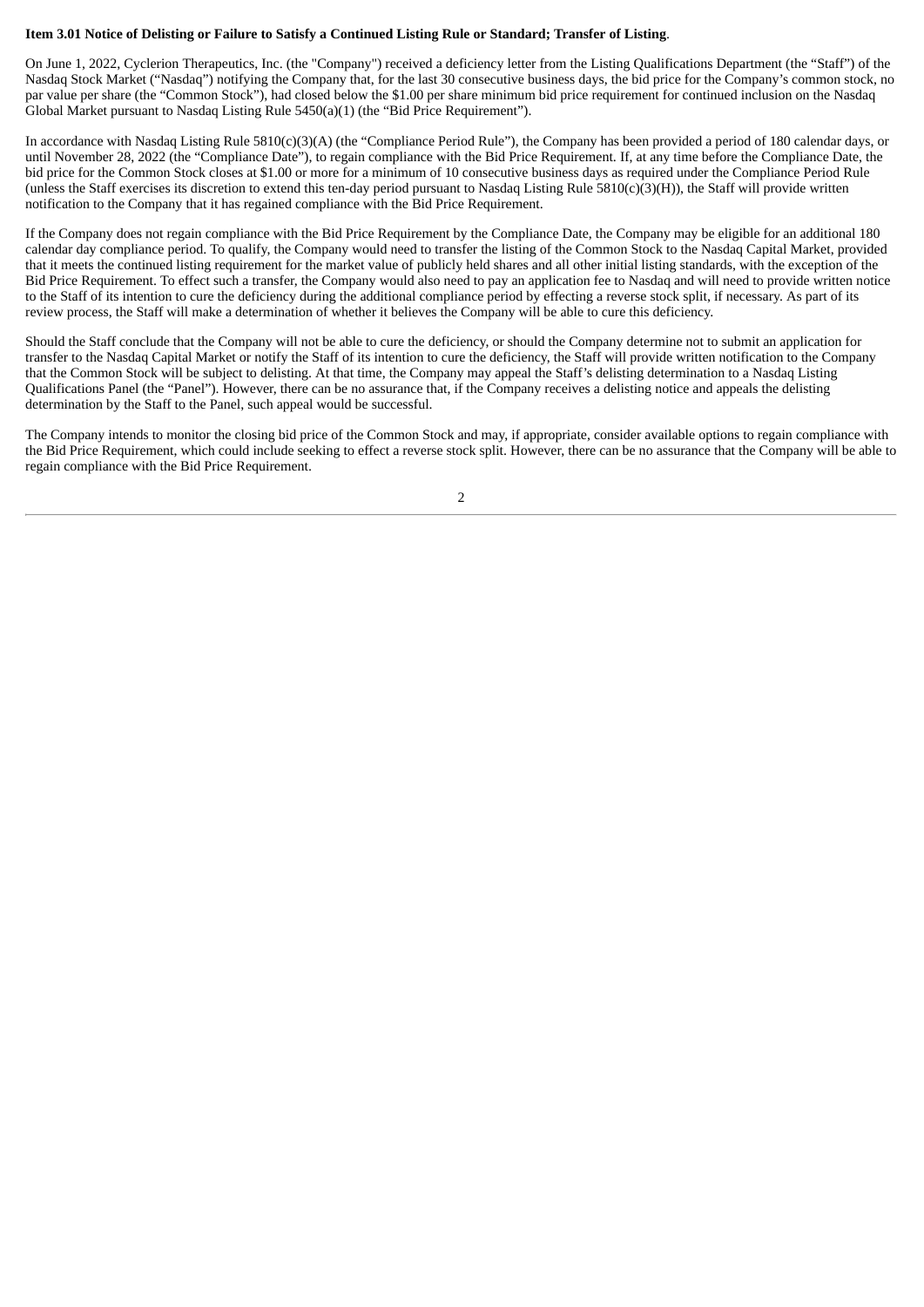**Item 3.01 Notice of Delisting or Failure to Satisfy a Continued Listing Rule or Standard; Transfer of Listing**.

On June 1, 2022, Cyclerion Therapeutics, Inc. (the "Company") received a deficiency letter from the Listing Qualifications Department (the "Staff") of the Nasdaq Stock Market ("Nasdaq") notifying the Company that, for the last 30 consecutive business days, the bid price for the Company's common stock, no par value per share (the "Common Stock"), had closed below the $1.00 per share minimum bid price requirement for continued inclusion on the Nasdaq Global Market pursuant to Nasdaq Listing Rule 5450(a)(1) (the "Bid Price Requirement").

In accordance with Nasdaq Listing Rule 5810(c)(3)(A) (the "Compliance Period Rule"), the Company has been provided a period of 180 calendar days, or until November 28, 2022 (the "Compliance Date"), to regain compliance with the Bid Price Requirement. If, at any time before the Compliance Date, the bid price for the Common Stock closes at $1.00 or more for a minimum of 10 consecutive business days as required under the Compliance Period Rule (unless the Staff exercises its discretion to extend this ten-day period pursuant to Nasdaq Listing Rule 5810(c)(3)(H)), the Staff will provide written notification to the Company that it has regained compliance with the Bid Price Requirement.

If the Company does not regain compliance with the Bid Price Requirement by the Compliance Date, the Company may be eligible for an additional 180 calendar day compliance period. To qualify, the Company would need to transfer the listing of the Common Stock to the Nasdaq Capital Market, provided that it meets the continued listing requirement for the market value of publicly held shares and all other initial listing standards, with the exception of the Bid Price Requirement. To effect such a transfer, the Company would also need to pay an application fee to Nasdaq and will need to provide written notice to the Staff of its intention to cure the deficiency during the additional compliance period by effecting a reverse stock split, if necessary. As part of its review process, the Staff will make a determination of whether it believes the Company will be able to cure this deficiency.

Should the Staff conclude that the Company will not be able to cure the deficiency, or should the Company determine not to submit an application for transfer to the Nasdaq Capital Market or notify the Staff of its intention to cure the deficiency, the Staff will provide written notification to the Company that the Common Stock will be subject to delisting. At that time, the Company may appeal the Staff's delisting determination to a Nasdaq Listing Qualifications Panel (the "Panel"). However, there can be no assurance that, if the Company receives a delisting notice and appeals the delisting determination by the Staff to the Panel, such appeal would be successful.

The Company intends to monitor the closing bid price of the Common Stock and may, if appropriate, consider available options to regain compliance with the Bid Price Requirement, which could include seeking to effect a reverse stock split. However, there can be no assurance that the Company will be able to regain compliance with the Bid Price Requirement.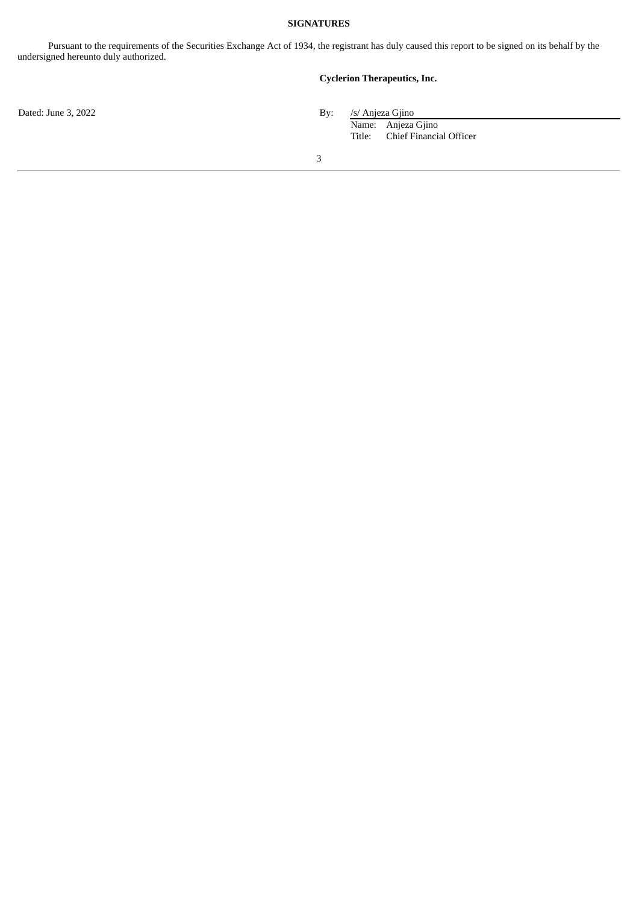**SIGNATURES**

Pursuant to the requirements of the Securities Exchange Act of 1934, the registrant has duly caused this report to be signed on its behalf by the undersigned hereunto duly authorized.

**Cyclerion Therapeutics, Inc.**

Dated: June 3, 2022

By: /s/ Anjeza Gjino
Name: Anjeza Gjino
Title: Chief Financial Officer